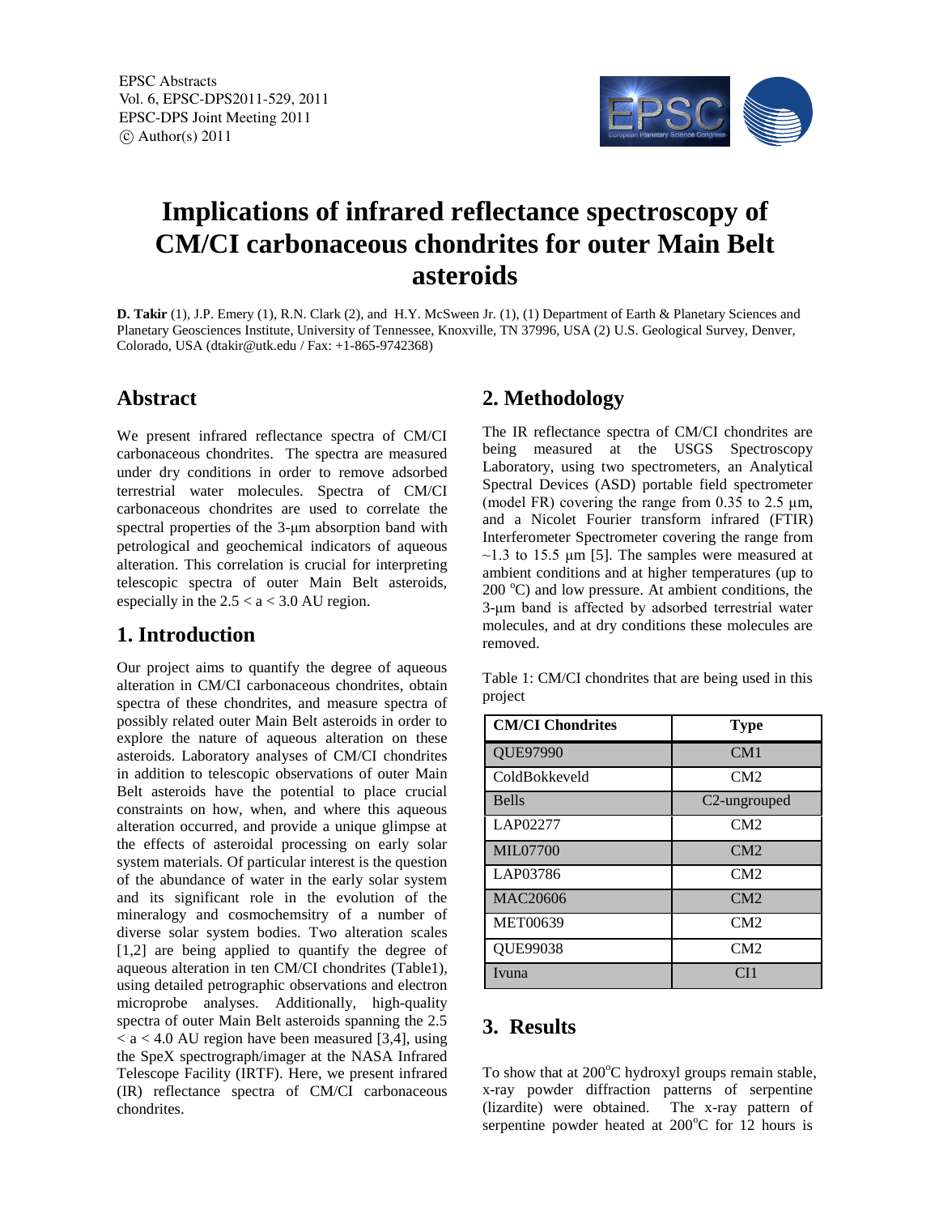# Implications of infrared reflectance spectroscopy of CM/CI carbonaceous chondrites for outer Main Belt asteroids

**D. Takir** (1), J.P. Emery (1), R.N. Clark (2), and H.Y. McSween Jr. (1), (1) Department of Earth & Planetary Sciences and Planetary Geosciences Institute, University of Tennessee, Knoxville, TN 37996, USA (2) U.S. Geological Survey, Denver, Colorado, USA (dtakir@utk.edu / Fax: +1-865-9742368)

## Abstract

We present infrared reflectance spectra of CM/CI carbonaceous chondrites. The spectra are measured under dry conditions in order to remove adsorbed terrestrial water molecules. Spectra of CM/CI carbonaceous chondrites are used to correlate the spectral properties of the 3-μm absorption band with petrological and geochemical indicators of aqueous alteration. This correlation is crucial for interpreting telescopic spectra of outer Main Belt asteroids, especially in the $2.5 < a < 3.0$ AU region.

## 1. Introduction

Our project aims to quantify the degree of aqueous alteration in CM/CI carbonaceous chondrites, obtain spectra of these chondrites, and measure spectra of possibly related outer Main Belt asteroids in order to explore the nature of aqueous alteration on these asteroids. Laboratory analyses of CM/CI chondrites in addition to telescopic observations of outer Main Belt asteroids have the potential to place crucial constraints on how, when, and where this aqueous alteration occurred, and provide a unique glimpse at the effects of asteroidal processing on early solar system materials. Of particular interest is the question of the abundance of water in the early solar system and its significant role in the evolution of the mineralogy and cosmochemsitry of a number of diverse solar system bodies. Two alteration scales [1,2] are being applied to quantify the degree of aqueous alteration in ten CM/CI chondrites (Table1), using detailed petrographic observations and electron microprobe analyses. Additionally, high-quality spectra of outer Main Belt asteroids spanning the $2.5 < a < 4.0$ AU region have been measured [3,4], using the SpeX spectrograph/imager at the NASA Infrared Telescope Facility (IRTF). Here, we present infrared (IR) reflectance spectra of CM/CI carbonaceous chondrites.

## 2. Methodology

The IR reflectance spectra of CM/CI chondrites are being measured at the USGS Spectroscopy Laboratory, using two spectrometers, an Analytical Spectral Devices (ASD) portable field spectrometer (model FR) covering the range from 0.35 to 2.5 μm, and a Nicolet Fourier transform infrared (FTIR) Interferometer Spectrometer covering the range from ~1.3 to 15.5 μm [5]. The samples were measured at ambient conditions and at higher temperatures (up to 200 °C) and low pressure. At ambient conditions, the 3-μm band is affected by adsorbed terrestrial water molecules, and at dry conditions these molecules are removed.

Table 1: CM/CI chondrites that are being used in this project

| CM/CI Chondrites | Type |
|---|---|
| QUE97990 | CM1 |
| ColdBokkeveld | CM2 |
| Bells | C2-ungrouped |
| LAP02277 | CM2 |
| MIL07700 | CM2 |
| LAP03786 | CM2 |
| MAC20606 | CM2 |
| MET00639 | CM2 |
| QUE99038 | CM2 |
| Ivuna | CI1 |

## 3. Results

To show that at 200°C hydroxyl groups remain stable, x-ray powder diffraction patterns of serpentine (lizardite) were obtained. The x-ray pattern of serpentine powder heated at 200°C for 12 hours is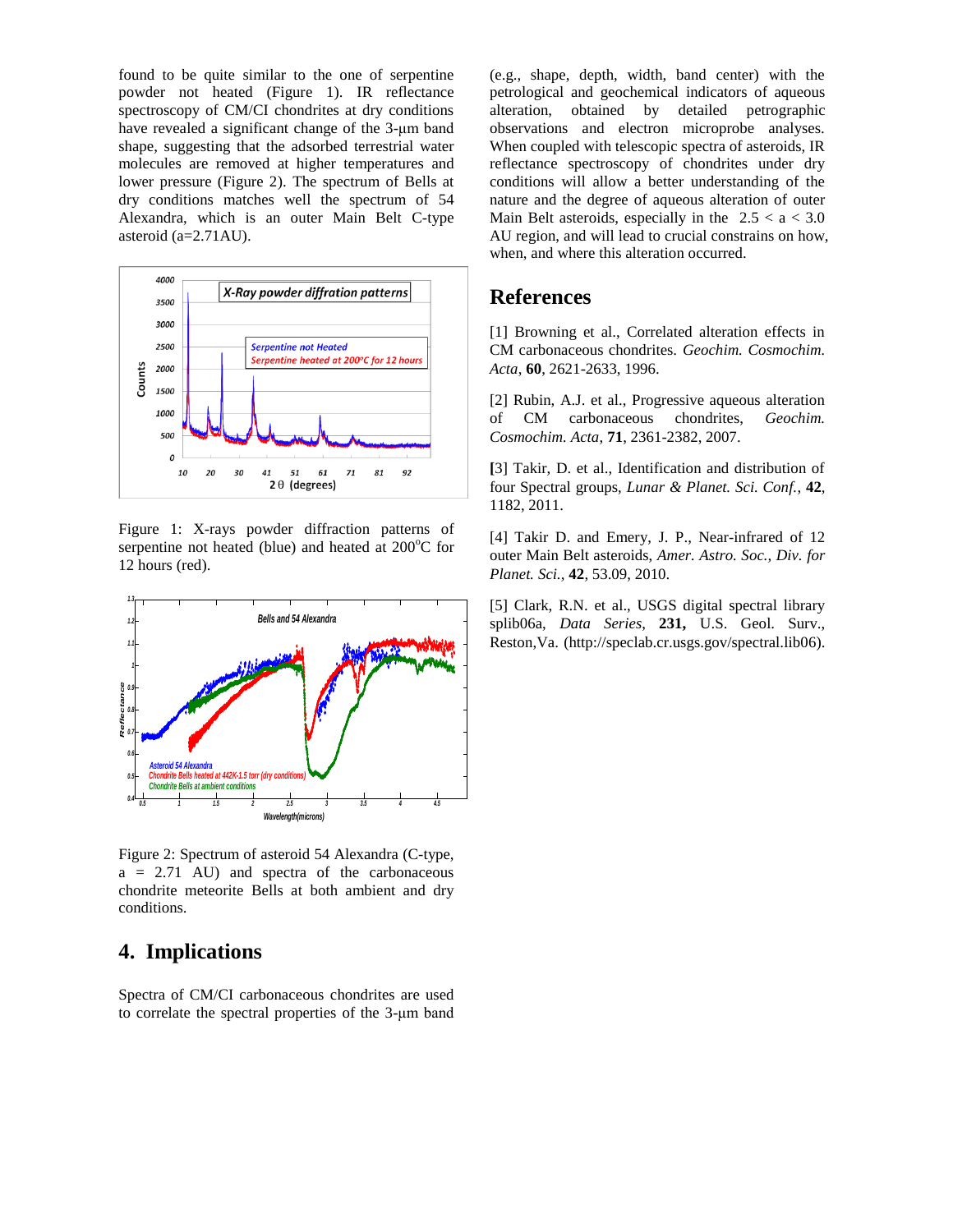found to be quite similar to the one of serpentine powder not heated (Figure 1). IR reflectance spectroscopy of CM/CI chondrites at dry conditions have revealed a significant change of the 3-µm band shape, suggesting that the adsorbed terrestrial water molecules are removed at higher temperatures and lower pressure (Figure 2). The spectrum of Bells at dry conditions matches well the spectrum of 54 Alexandra, which is an outer Main Belt C-type asteroid (a=2.71AU).

X-Ray powder diffration patterns

Serpentine not Heated

Serpentine heated at 200°C for 12 hours

Counts

4000
3500
3000
2500
2000
1500
1000
500
0

10 20 30 41 51 61 71 81 92

2 θ (degrees)

Figure 1: X-rays powder diffraction patterns of serpentine not heated (blue) and heated at 200°C for 12 hours (red).

Bells and 54 Alexandra

Reflectance

Asteroid 54 Alexandra

Chondrite Bells heated at 442K-1.5 torr (dry conditions)

Chondrite Bells at ambient conditions

Wavelength(microns)

Figure 2: Spectrum of asteroid 54 Alexandra (C-type, a = 2.71 AU) and spectra of the carbonaceous chondrite meteorite Bells at both ambient and dry conditions.

## 4. Implications

Spectra of CM/CI carbonaceous chondrites are used to correlate the spectral properties of the 3-µm band (e.g., shape, depth, width, band center) with the petrological and geochemical indicators of aqueous alteration, obtained by detailed petrographic observations and electron microprobe analyses. When coupled with telescopic spectra of asteroids, IR reflectance spectroscopy of chondrites under dry conditions will allow a better understanding of the nature and the degree of aqueous alteration of outer Main Belt asteroids, especially in the $2.5 < a < 3.0$ AU region, and will lead to crucial constrains on how, when, and where this alteration occurred.

## References

[1] Browning et al., Correlated alteration effects in CM carbonaceous chondrites. *Geochim. Cosmochim. Acta*, **60**, 2621-2633, 1996.

[2] Rubin, A.J. et al., Progressive aqueous alteration of CM carbonaceous chondrites, *Geochim. Cosmochim. Acta*, **71**, 2361-2382, 2007.

**[**3] Takir, D. et al., Identification and distribution of four Spectral groups, *Lunar & Planet. Sci. Conf.*, **42**, 1182, 2011.

[4] Takir D. and Emery, J. P., Near-infrared of 12 outer Main Belt asteroids, *Amer. Astro. Soc., Div. for Planet. Sci.*, **42**, 53.09, 2010.

[5] Clark, R.N. et al., USGS digital spectral library splib06a, *Data Series*, **231,** U.S. Geol. Surv., Reston,Va. (http://speclab.cr.usgs.gov/spectral.lib06).